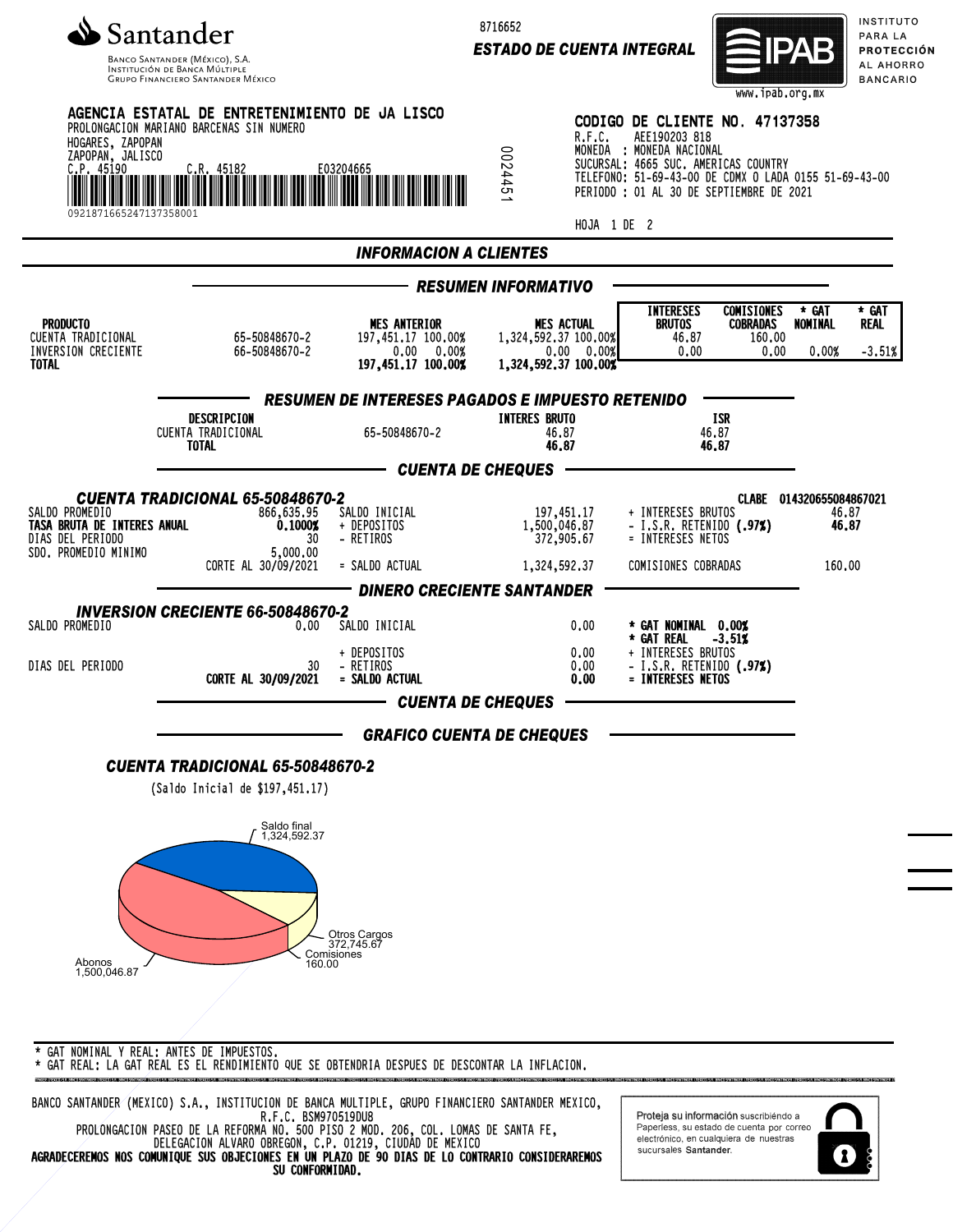Santander

Banco Santander (México), S.A.
Institución de Banca Múltiple
Grupo Financiero Santander México

8716652

**ESTADO DE CUENTA INTEGRAL**

IPAB — INSTITUTO PARA LA PROTECCIÓN AL AHORRO BANCARIO
www.ipab.org.mx

**AGENCIA ESTATAL DE ENTRETENIMIENTO DE JA LISCO**
PROLONGACION MARIANO BARCENAS SIN NUMERO
HOGARES, ZAPOPAN
ZAPOPAN, JALISCO
C.P. 45190 C.R. 45182 E03204665

09218716652471373580O1

0024451

**CODIGO DE CLIENTE NO. 47137358**
R.F.C. AEE190203 818
MONEDA : MONEDA NACIONAL
SUCURSAL: 4665 SUC. AMERICAS COUNTRY
TELEFONO: 51-69-43-00 DE CDMX O LADA 0155 51-69-43-00
PERIODO : 01 AL 30 DE SEPTIEMBRE DE 2021

HOJA 1 DE 2

## INFORMACION A CLIENTES

### RESUMEN INFORMATIVO

| PRODUCTO | | MES ANTERIOR | MES ACTUAL | INTERESES BRUTOS | COMISIONES COBRADAS | * GAT NOMINAL | * GAT REAL |
|---|---|---|---|---|---|---|---|
| CUENTA TRADICIONAL | 65-50848670-2 | 197,451.17 100.00% | 1,324,592.37 100.00% | 46.87 | 160.00 | | |
| INVERSION CRECIENTE | 66-50848670-2 | 0.00 0.00% | 0.00 0.00% | 0.00 | 0.00 | 0.00% | -3.51% |
| **TOTAL** | | **197,451.17 100.00%** | **1,324,592.37 100.00%** | | | | |

### RESUMEN DE INTERESES PAGADOS E IMPUESTO RETENIDO

| DESCRIPCION | | INTERES BRUTO | ISR |
|---|---|---|---|
| CUENTA TRADICIONAL | 65-50848670-2 | 46.87 | 46.87 |
| **TOTAL** | | **46.87** | **46.87** |

### CUENTA DE CHEQUES

**CUENTA TRADICIONAL 65-50848670-2** — CLABE 014320655084867021

| | | | | | |
|---|---|---|---|---|---|
| SALDO PROMEDIO | 866,635.95 | SALDO INICIAL | 197,451.17 | + INTERESES BRUTOS | 46.87 |
| **TASA BRUTA DE INTERES ANUAL** | **0.1000%** | + DEPOSITOS | 1,500,046.87 | - I.S.R. RETENIDO **(.97%)** | **46.87** |
| DIAS DEL PERIODO | 30 | - RETIROS | 372,905.67 | = INTERESES NETOS | |
| SDO. PROMEDIO MINIMO | 5,000.00 | | | | |
| | CORTE AL 30/09/2021 | = SALDO ACTUAL | 1,324,592.37 | COMISIONES COBRADAS | 160.00 |

### DINERO CRECIENTE SANTANDER

**INVERSION CRECIENTE 66-50848670-2**

| | | | | | |
|---|---|---|---|---|---|
| SALDO PROMEDIO | 0.00 | SALDO INICIAL | 0.00 | **\* GAT NOMINAL** | **0.00%** |
| | | | | **\* GAT REAL** | **-3.51%** |
| | | + DEPOSITOS | 0.00 | + INTERESES BRUTOS | |
| DIAS DEL PERIODO | 30 | - RETIROS | 0.00 | - I.S.R. RETENIDO **(.97%)** | |
| | **CORTE AL 30/09/2021** | **= SALDO ACTUAL** | **0.00** | **= INTERESES NETOS** | |

### CUENTA DE CHEQUES

### GRAFICO CUENTA DE CHEQUES

**CUENTA TRADICIONAL 65-50848670-2**

(Saldo Inicial de $197,451.17)

Saldo final 1,324,592.37
Otros Cargos 372,745.67
Comisiones 160.00
Abonos 1,500,046.87

\* GAT NOMINAL Y REAL: ANTES DE IMPUESTOS.
\* GAT REAL: LA GAT REAL ES EL RENDIMIENTO QUE SE OBTENDRIA DESPUES DE DESCONTAR LA INFLACION.

BANCO SANTANDER (MEXICO) S.A., INSTITUCION DE BANCA MULTIPLE, GRUPO FINANCIERO SANTANDER MEXICO,
R.F.C. BSM970519DU8
PROLONGACION PASEO DE LA REFORMA NO. 500 PISO 2 MOD. 206, COL. LOMAS DE SANTA FE,
DELEGACION ALVARO OBREGON, C.P. 01219, CIUDAD DE MEXICO
**AGRADECEREMOS NOS COMUNIQUE SUS OBJECIONES EN UN PLAZO DE 90 DIAS DE LO CONTRARIO CONSIDERAREMOS SU CONFORMIDAD.**

Proteja su información suscribiéndo a Paperless, su estado de cuenta por correo electrónico, en cualquiera de nuestras sucursales Santander.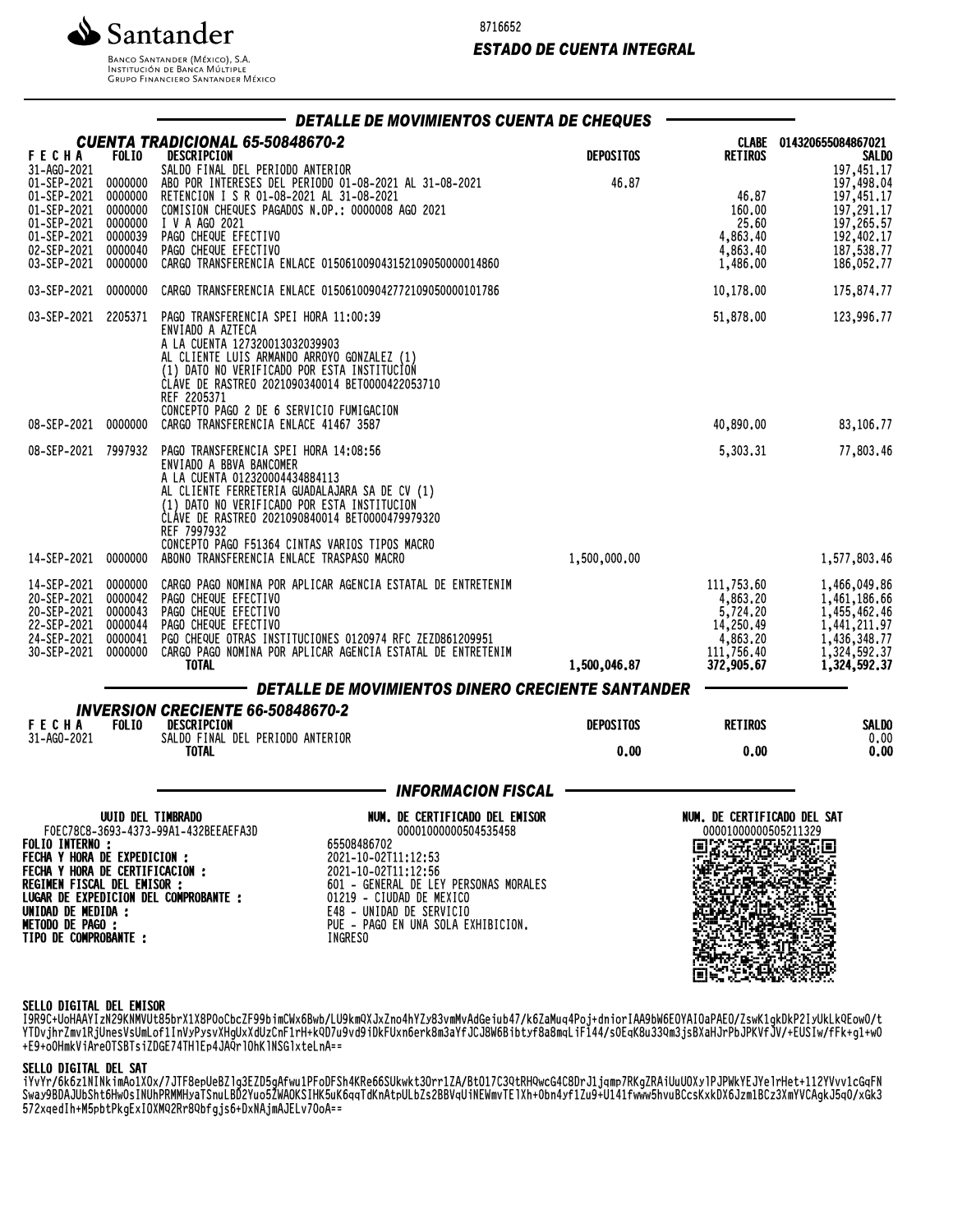Santander

Banco Santander (México), S.A.
Institución de Banca Múltiple
Grupo Financiero Santander México

8716652

***ESTADO DE CUENTA INTEGRAL***

## DETALLE DE MOVIMIENTOS CUENTA DE CHEQUES

### CUENTA TRADICIONAL 65-50848670-2

CLABE 014320655084867021

| FECHA | FOLIO | DESCRIPCION | DEPOSITOS | RETIROS | SALDO |
|---|---|---|---|---|---|
| 31-AGO-2021 | | SALDO FINAL DEL PERIODO ANTERIOR | | | 197,451.17 |
| 01-SEP-2021 | 0000000 | ABO POR INTERESES DEL PERIODO 01-08-2021 AL 31-08-2021 | 46.87 | | 197,498.04 |
| 01-SEP-2021 | 0000000 | RETENCION I S R 01-08-2021 AL 31-08-2021 | | 46.87 | 197,451.17 |
| 01-SEP-2021 | 0000000 | COMISION CHEQUES PAGADOS N.OP.: 0000008 AGO 2021 | | 160.00 | 197,291.17 |
| 01-SEP-2021 | 0000000 | I V A AGO 2021 | | 25.60 | 197,265.57 |
| 01-SEP-2021 | 0000039 | PAGO CHEQUE EFECTIVO | | 4,863.40 | 192,402.17 |
| 02-SEP-2021 | 0000040 | PAGO CHEQUE EFECTIVO | | 4,863.40 | 187,538.77 |
| 03-SEP-2021 | 0000000 | CARGO TRANSFERENCIA ENLACE 015061009043152109050000014860 | | 1,486.00 | 186,052.77 |
| 03-SEP-2021 | 0000000 | CARGO TRANSFERENCIA ENLACE 015061009042772109050000101786 | | 10,178.00 | 175,874.77 |
| 03-SEP-2021 | 2205371 | PAGO TRANSFERENCIA SPEI HORA 11:00:39<br>ENVIADO A AZTECA<br>A LA CUENTA 127320013032039903<br>AL CLIENTE LUIS ARMANDO ARROYO GONZALEZ (1)<br>(1) DATO NO VERIFICADO POR ESTA INSTITUCION<br>CLAVE DE RASTREO 2021090340014 BET0000422053710<br>REF 2205371<br>CONCEPTO PAGO 2 DE 6 SERVICIO FUMIGACION | | 51,878.00 | 123,996.77 |
| 08-SEP-2021 | 0000000 | CARGO TRANSFERENCIA ENLACE 41467 3587 | | 40,890.00 | 83,106.77 |
| 08-SEP-2021 | 7997932 | PAGO TRANSFERENCIA SPEI HORA 14:08:56<br>ENVIADO A BBVA BANCOMER<br>A LA CUENTA 012320004434884113<br>AL CLIENTE FERRETERIA GUADALAJARA SA DE CV (1)<br>(1) DATO NO VERIFICADO POR ESTA INSTITUCION<br>CLAVE DE RASTREO 2021090840014 BET0000479979320<br>REF 7997932<br>CONCEPTO PAGO F51364 CINTAS VARIOS TIPOS MACRO | | 5,303.31 | 77,803.46 |
| 14-SEP-2021 | 0000000 | ABONO TRANSFERENCIA ENLACE TRASPASO MACRO | 1,500,000.00 | | 1,577,803.46 |
| 14-SEP-2021 | 0000000 | CARGO PAGO NOMINA POR APLICAR AGENCIA ESTATAL DE ENTRETENIM | | 111,753.60 | 1,466,049.86 |
| 20-SEP-2021 | 0000042 | PAGO CHEQUE EFECTIVO | | 4,863.20 | 1,461,186.66 |
| 20-SEP-2021 | 0000043 | PAGO CHEQUE EFECTIVO | | 5,724.20 | 1,455,462.46 |
| 22-SEP-2021 | 0000044 | PAGO CHEQUE EFECTIVO | | 14,250.49 | 1,441,211.97 |
| 24-SEP-2021 | 0000041 | PGO CHEQUE OTRAS INSTITUCIONES 0120974 RFC ZEZD861209951 | | 4,863.20 | 1,436,348.77 |
| 30-SEP-2021 | 0000000 | CARGO PAGO NOMINA POR APLICAR AGENCIA ESTATAL DE ENTRETENIM | | 111,756.40 | 1,324,592.37 |
| | | **TOTAL** | **1,500,046.87** | **372,905.67** | **1,324,592.37** |

## DETALLE DE MOVIMIENTOS DINERO CRECIENTE SANTANDER

### INVERSION CRECIENTE 66-50848670-2

| FECHA | FOLIO | DESCRIPCION | DEPOSITOS | RETIROS | SALDO |
|---|---|---|---|---|---|
| 31-AGO-2021 | | SALDO FINAL DEL PERIODO ANTERIOR | | | 0.00 |
| | | **TOTAL** | **0.00** | **0.00** | **0.00** |

## INFORMACION FISCAL

**UUID DEL TIMBRADO**
F0EC78C8-3693-4373-99A1-432BEEAEFA3D

**NUM. DE CERTIFICADO DEL EMISOR**
00001000000504535458

**NUM. DE CERTIFICADO DEL SAT**
00001000000505211329

| | |
|---|---|
| **FOLIO INTERNO :** | 65508486702 |
| **FECHA Y HORA DE EXPEDICION :** | 2021-10-02T11:12:53 |
| **FECHA Y HORA DE CERTIFICACION :** | 2021-10-02T11:12:56 |
| **REGIMEN FISCAL DEL EMISOR :** | 601 - GENERAL DE LEY PERSONAS MORALES |
| **LUGAR DE EXPEDICION DEL COMPROBANTE :** | 01219 - CIUDAD DE MEXICO |
| **UNIDAD DE MEDIDA :** | E48 - UNIDAD DE SERVICIO |
| **METODO DE PAGO :** | PUE - PAGO EN UNA SOLA EXHIBICION. |
| **TIPO DE COMPROBANTE :** | INGRESO |

**SELLO DIGITAL DEL EMISOR**

I9R9C+UoHAAYIzN29KNMVUt85brX1X8POoCbcZF99bimCWx6Bwb/LU9kmQXJxZno4hYZy83vmMvAdGeiub47/k6ZaMuq4Poj+dniorIAA9bW6EOYAIOaPAEO/ZswK1gkDkP2IyUkLkQEowO/tYTDvjhrZmv1RjUnesVsUmLof1InVyPysvXHgUxXdUzCnF1rH+kQD7u9vd9iDkFUxn6erk8m3aYfJCJ8W6Bibtyf8a8mqLiF144/sOEqK8u33Qm3jsBXaHJrPbJPKVfJV/+EUSIw/fFk+g1+wO+E9+oOHmkViAreOTSBTsiZDGE74TH1Ep4JAQr1OhK1NSG1xteLnA==

**SELLO DIGITAL DEL SAT**

iYvYr/6k6z1NINkimAo1XOx/7JTF8epUeBZ1g3EZD5gAfwu1PFoDFSh4KRe66SUkwkt3Orr1ZA/BtO17C3QtRHQwcG4C8DrJ1jqmp7RKgZRAiUuUOXy1PJPWkYEJYe1rHet+112YVvv1cGqFNSway9BDAJUbSht6HwOsINUhPRMMHyaTSnuLBD2Yuo5ZWAOKSIHK5uK6qqTdKnAtpULbZs2BBVqUiNEWmvTE1Xh+Obn4yf1Zu9+U141fwww5hvuBCcsKxkDX6Jzm1BCz3XmYVCAgkJ5qO/xGk3572xqedIh+M5pbtPkgExIOXMQ2Rr8Qbfgjs6+DxNAjmAJELv7OoA==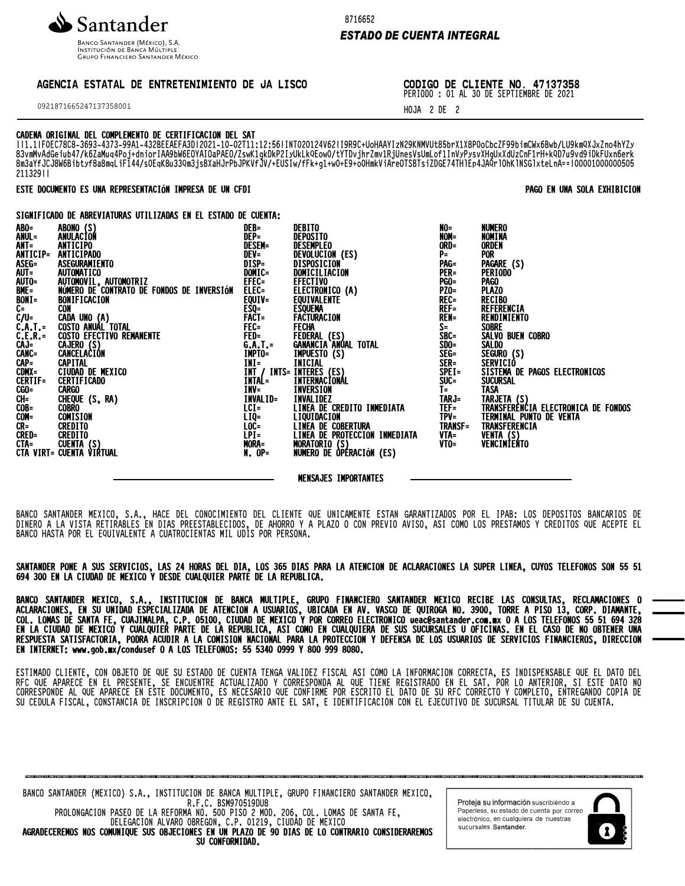Santander

BANCO SANTANDER (MÉXICO), S.A.
INSTITUCIÓN DE BANCA MÚLTIPLE
GRUPO FINANCIERO SANTANDER MÉXICO

8716652

***ESTADO DE CUENTA INTEGRAL***

**AGENCIA ESTATAL DE ENTRETENIMIENTO DE JA LISCO**

0921871665247137358001

**CODIGO DE CLIENTE NO. 47137358**
PERIODO : 01 AL 30 DE SEPTIEMBRE DE 2021

HOJA 2 DE 2

**CADENA ORIGINAL DEL COMPLEMENTO DE CERTIFICACION DEL SAT**

||1.1|F0EC78C8-3693-4373-99A1-432BEEAEFA3D|2021-10-02T11:12:56|INT020124V62|I9R9C+UoHAAYIzN29KNMVUt85brX1X8POoCbcZF99bimCWx6Bwb/LU9kmQXJxZno4hYZy83vmMvAdGeiub47/k6ZaMuq4Poj+dniorIAA9bW6EOYAIOaPAEO/ZswK1gkDkP2IyUkLkQEowO/tYTDvjhrZmv1RjUnesVsUmLof1InVyPysvXHgUxXdUzCnF1rH+kQD7u9vd9iDkFUxn6erk8m3aYfJCJ8W6Bibtyf8a8mqLiF144/sOEqK8u33Qm3jsBXaHJrPbJPKVfJV/+EUSIw/fFk+g1+wO+E9+oOHmkViAreOTSBTsiZDGE74THlEp4JAQrlOhKlNSGlxteLnA==|00001000000505211329||

**ESTE DOCUMENTO ES UNA REPRESENTACIÓN IMPRESA DE UN CFDI**

**PAGO EN UNA SOLA EXHIBICION**

**SIGNIFICADO DE ABREVIATURAS UTILIZADAS EN EL ESTADO DE CUENTA:**

| | | | | | |
|---|---|---|---|---|---|
| ABO= | ABONO (S) | DEB= | DEBITO | NO= | NUMERO |
| ANUL= | ANULACIÓN | DEP= | DEPOSITO | NOM= | NOMINA |
| ANT= | ANTICIPO | DESEM= | DESEMPLEO | ORD= | ORDEN |
| ANTICIP= | ANTICIPADO | DEV= | DEVOLUCION (ES) | P= | POR |
| ASEG= | ASEGURAMIENTO | DISP= | DISPOSICION | PAG= | PAGARE (S) |
| AUT= | AUTOMATICO | DOMIC= | DOMICILIACION | PER= | PERIODO |
| AUTO= | AUTOMOVIL, AUTOMOTRIZ | EFEC= | EFECTIVO | PGO= | PAGO |
| BME= | NÚMERO DE CONTRATO DE FONDOS DE INVERSIÓN | ELEC= | ELECTRONICO (A) | PZO= | PLAZO |
| BONI= | BONIFICACION | EQUIV= | EQUIVALENTE | REC= | RECIBO |
| C= | CON | ESQ= | ESQUEMA | REF= | REFERENCIA |
| C/U= | CADA UNO (A) | FACT= | FACTURACION | REN= | RENDIMIENTO |
| C.A.T.= | COSTO ANUAL TOTAL | FEC= | FECHA | S= | SOBRE |
| C.E.R.= | COSTO EFECTIVO REMANENTE | FED= | FEDERAL (ES) | SBC= | SALVO BUEN COBRO |
| CAJ= | CAJERO (S) | G.A.T.= | GANANCIA ANUAL TOTAL | SDO= | SALDO |
| CANC= | CANCELACIÓN | IMPTO= | IMPUESTO (S) | SEG= | SEGURO (S) |
| CAP= | CAPITAL | INI= | INICIAL | SER= | SERVICIO |
| CDMX= | CIUDAD DE MEXICO | INT / INTS= | INTERES (ES) | SPEI= | SISTEMA DE PAGOS ELECTRONICOS |
| CERTIF= | CERTIFICADO | INTAL= | INTERNACIONAL | SUC= | SUCURSAL |
| CGO= | CARGO | INV= | INVERSION | T= | TASA |
| CH= | CHEQUE (S, RA) | INVALID= | INVALIDEZ | TARJ= | TARJETA (S) |
| COB= | COBRO | LCI= | LINEA DE CREDITO INMEDIATA | TEF= | TRANSFERENCIA ELECTRONICA DE FONDOS |
| COM= | COMISION | LIQ= | LIQUIDACION | TPV= | TERMINAL PUNTO DE VENTA |
| CR= | CREDITO | LOC= | LINEA DE COBERTURA | TRANSF= | TRANSFERENCIA |
| CRED= | CREDITO | LPI= | LINEA DE PROTECCION INMEDIATA | VTA= | VENTA (S) |
| CTA= | CUENTA (S) | MORA= | MORATORIO (S) | VTO= | VENCIMIENTO |
| CTA VIRT= | CUENTA VIRTUAL | N. OP= | NUMERO DE OPERACIÓN (ES) | | |

**MENSAJES IMPORTANTES**

BANCO SANTANDER MEXICO, S.A., HACE DEL CONOCIMIENTO DEL CLIENTE QUE UNICAMENTE ESTAN GARANTIZADOS POR EL IPAB: LOS DEPOSITOS BANCARIOS DE DINERO A LA VISTA RETIRABLES EN DIAS PREESTABLECIDOS, DE AHORRO Y A PLAZO O CON PREVIO AVISO, ASI COMO LOS PRESTAMOS Y CREDITOS QUE ACEPTE EL BANCO HASTA POR EL EQUIVALENTE A CUATROCIENTAS MIL UDIS POR PERSONA.

**SANTANDER PONE A SUS SERVICIOS, LAS 24 HORAS DEL DIA, LOS 365 DIAS PARA LA ATENCION DE ACLARACIONES LA SUPER LINEA, CUYOS TELEFONOS SON 55 51 694 300 EN LA CIUDAD DE MEXICO Y DESDE CUALQUIER PARTE DE LA REPUBLICA.**

**BANCO SANTANDER MEXICO, S.A., INSTITUCION DE BANCA MULTIPLE, GRUPO FINANCIERO SANTANDER MEXICO RECIBE LAS CONSULTAS, RECLAMACIONES O ACLARACIONES, EN SU UNIDAD ESPECIALIZADA DE ATENCION A USUARIOS, UBICADA EN AV. VASCO DE QUIROGA NO. 3900, TORRE A PISO 13, CORP. DIAMANTE, COL. LOMAS DE SANTA FE, CUAJIMALPA, C.P. 05100, CIUDAD DE MEXICO Y POR CORREO ELECTRONICO ueac@santander.com.mx O A LOS TELEFONOS 55 51 694 328 EN LA CIUDAD DE MEXICO Y CUALQUIER PARTE DE LA REPUBLICA, ASI COMO EN CUALQUIERA DE SUS SUCURSALES U OFICINAS. EN EL CASO DE NO OBTENER UNA RESPUESTA SATISFACTORIA, PODRA ACUDIR A LA COMISION NACIONAL PARA LA PROTECCION Y DEFENSA DE LOS USUARIOS DE SERVICIOS FINANCIEROS, DIRECCION EN INTERNET: www.gob.mx/condusef O A LOS TELEFONOS: 55 5340 0999 Y 800 999 8080.**

ESTIMADO CLIENTE, CON OBJETO DE QUE SU ESTADO DE CUENTA TENGA VALIDEZ FISCAL ASI COMO LA INFORMACION CORRECTA, ES INDISPENSABLE QUE EL DATO DEL RFC QUE APARECE EN EL PRESENTE, SE ENCUENTRE ACTUALIZADO Y CORRESPONDA AL QUE TIENE REGISTRADO EN EL SAT. POR LO ANTERIOR, SI ESTE DATO NO CORRESPONDE AL QUE APARECE EN ESTE DOCUMENTO, ES NECESARIO QUE CONFIRME POR ESCRITO EL DATO DE SU RFC CORRECTO Y COMPLETO, ENTREGANDO COPIA DE SU CEDULA FISCAL, CONSTANCIA DE INSCRIPCION O DE REGISTRO ANTE EL SAT, E IDENTIFICACION CON EL EJECUTIVO DE SUCURSAL TITULAR DE SU CUENTA.

BANCO SANTANDER (MEXICO) S.A., INSTITUCION DE BANCA MULTIPLE, GRUPO FINANCIERO SANTANDER MEXICO,
R.F.C. BSM970519DU8
PROLONGACION PASEO DE LA REFORMA NO. 500 PISO 2 MOD. 206, COL. LOMAS DE SANTA FE,
DELEGACION ALVARO OBREGON, C.P. 01219, CIUDAD DE MEXICO
**AGRADECEREMOS NOS COMUNIQUE SUS OBJECIONES EN UN PLAZO DE 90 DIAS DE LO CONTRARIO CONSIDERAREMOS SU CONFORMIDAD.**

Proteja su información suscribiéndo a Paperless, su estado de cuenta por correo electrónico, en cualquiera de nuestras sucursales Santander.